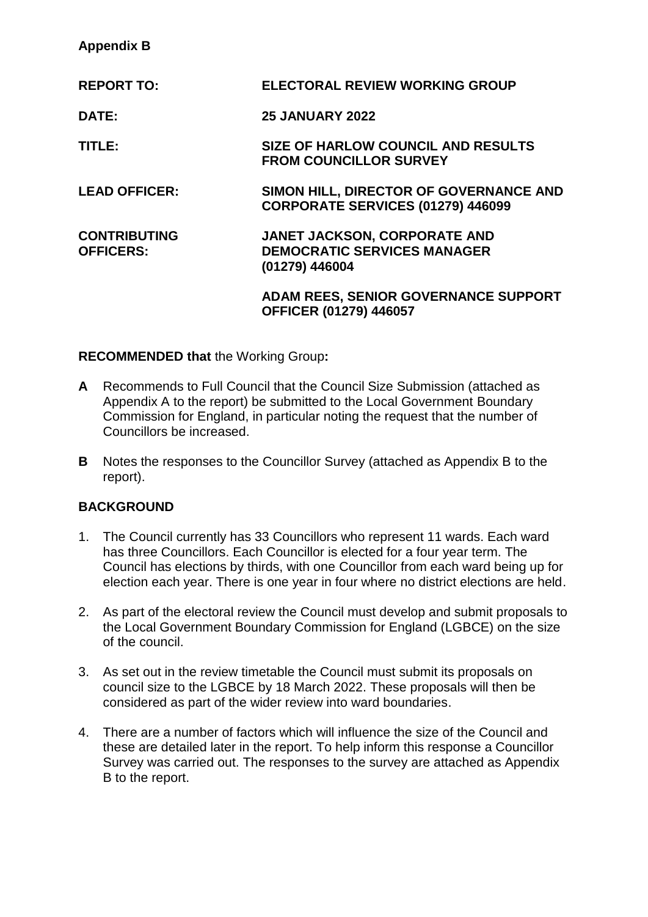**Appendix B**

| | |
|---|---|
| **REPORT TO:** | **ELECTORAL REVIEW WORKING GROUP** |
| **DATE:** | **25 JANUARY 2022** |
| **TITLE:** | **SIZE OF HARLOW COUNCIL AND RESULTS FROM COUNCILLOR SURVEY** |
| **LEAD OFFICER:** | **SIMON HILL, DIRECTOR OF GOVERNANCE AND CORPORATE SERVICES (01279) 446099** |
| **CONTRIBUTING OFFICERS:** | **JANET JACKSON, CORPORATE AND DEMOCRATIC SERVICES MANAGER (01279) 446004** |
| | **ADAM REES, SENIOR GOVERNANCE SUPPORT OFFICER (01279) 446057** |

**RECOMMENDED that** the Working Group**:**

**A** Recommends to Full Council that the Council Size Submission (attached as Appendix A to the report) be submitted to the Local Government Boundary Commission for England, in particular noting the request that the number of Councillors be increased.

**B** Notes the responses to the Councillor Survey (attached as Appendix B to the report).

## BACKGROUND

1. The Council currently has 33 Councillors who represent 11 wards. Each ward has three Councillors. Each Councillor is elected for a four year term. The Council has elections by thirds, with one Councillor from each ward being up for election each year. There is one year in four where no district elections are held.

2. As part of the electoral review the Council must develop and submit proposals to the Local Government Boundary Commission for England (LGBCE) on the size of the council.

3. As set out in the review timetable the Council must submit its proposals on council size to the LGBCE by 18 March 2022. These proposals will then be considered as part of the wider review into ward boundaries.

4. There are a number of factors which will influence the size of the Council and these are detailed later in the report. To help inform this response a Councillor Survey was carried out. The responses to the survey are attached as Appendix B to the report.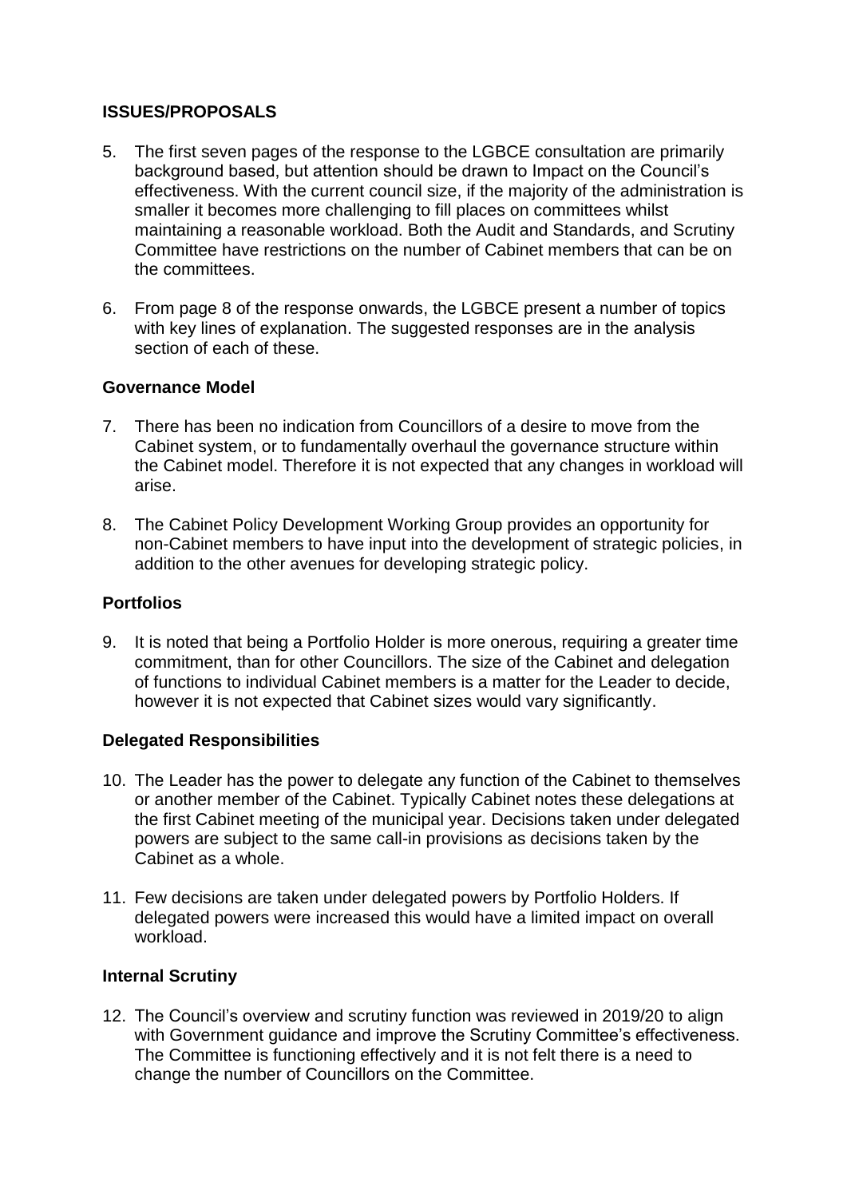## ISSUES/PROPOSALS

5. The first seven pages of the response to the LGBCE consultation are primarily background based, but attention should be drawn to Impact on the Council's effectiveness. With the current council size, if the majority of the administration is smaller it becomes more challenging to fill places on committees whilst maintaining a reasonable workload. Both the Audit and Standards, and Scrutiny Committee have restrictions on the number of Cabinet members that can be on the committees.

6. From page 8 of the response onwards, the LGBCE present a number of topics with key lines of explanation. The suggested responses are in the analysis section of each of these.

### Governance Model

7. There has been no indication from Councillors of a desire to move from the Cabinet system, or to fundamentally overhaul the governance structure within the Cabinet model. Therefore it is not expected that any changes in workload will arise.

8. The Cabinet Policy Development Working Group provides an opportunity for non-Cabinet members to have input into the development of strategic policies, in addition to the other avenues for developing strategic policy.

### Portfolios

9. It is noted that being a Portfolio Holder is more onerous, requiring a greater time commitment, than for other Councillors. The size of the Cabinet and delegation of functions to individual Cabinet members is a matter for the Leader to decide, however it is not expected that Cabinet sizes would vary significantly.

### Delegated Responsibilities

10. The Leader has the power to delegate any function of the Cabinet to themselves or another member of the Cabinet. Typically Cabinet notes these delegations at the first Cabinet meeting of the municipal year. Decisions taken under delegated powers are subject to the same call-in provisions as decisions taken by the Cabinet as a whole.

11. Few decisions are taken under delegated powers by Portfolio Holders. If delegated powers were increased this would have a limited impact on overall workload.

### Internal Scrutiny

12. The Council's overview and scrutiny function was reviewed in 2019/20 to align with Government guidance and improve the Scrutiny Committee's effectiveness. The Committee is functioning effectively and it is not felt there is a need to change the number of Councillors on the Committee.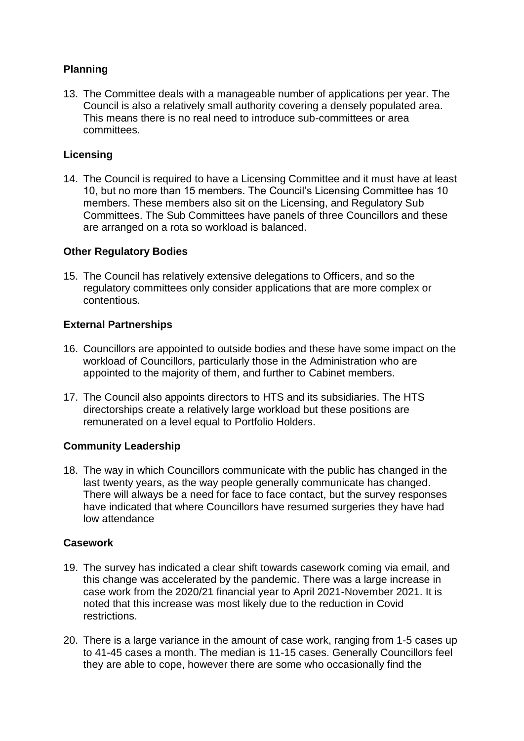**Planning**

13. The Committee deals with a manageable number of applications per year. The Council is also a relatively small authority covering a densely populated area. This means there is no real need to introduce sub-committees or area committees.

**Licensing**

14. The Council is required to have a Licensing Committee and it must have at least 10, but no more than 15 members. The Council's Licensing Committee has 10 members. These members also sit on the Licensing, and Regulatory Sub Committees. The Sub Committees have panels of three Councillors and these are arranged on a rota so workload is balanced.

**Other Regulatory Bodies**

15. The Council has relatively extensive delegations to Officers, and so the regulatory committees only consider applications that are more complex or contentious.

**External Partnerships**

16. Councillors are appointed to outside bodies and these have some impact on the workload of Councillors, particularly those in the Administration who are appointed to the majority of them, and further to Cabinet members.

17. The Council also appoints directors to HTS and its subsidiaries. The HTS directorships create a relatively large workload but these positions are remunerated on a level equal to Portfolio Holders.

**Community Leadership**

18. The way in which Councillors communicate with the public has changed in the last twenty years, as the way people generally communicate has changed. There will always be a need for face to face contact, but the survey responses have indicated that where Councillors have resumed surgeries they have had low attendance

**Casework**

19. The survey has indicated a clear shift towards casework coming via email, and this change was accelerated by the pandemic. There was a large increase in case work from the 2020/21 financial year to April 2021-November 2021. It is noted that this increase was most likely due to the reduction in Covid restrictions.

20. There is a large variance in the amount of case work, ranging from 1-5 cases up to 41-45 cases a month. The median is 11-15 cases. Generally Councillors feel they are able to cope, however there are some who occasionally find the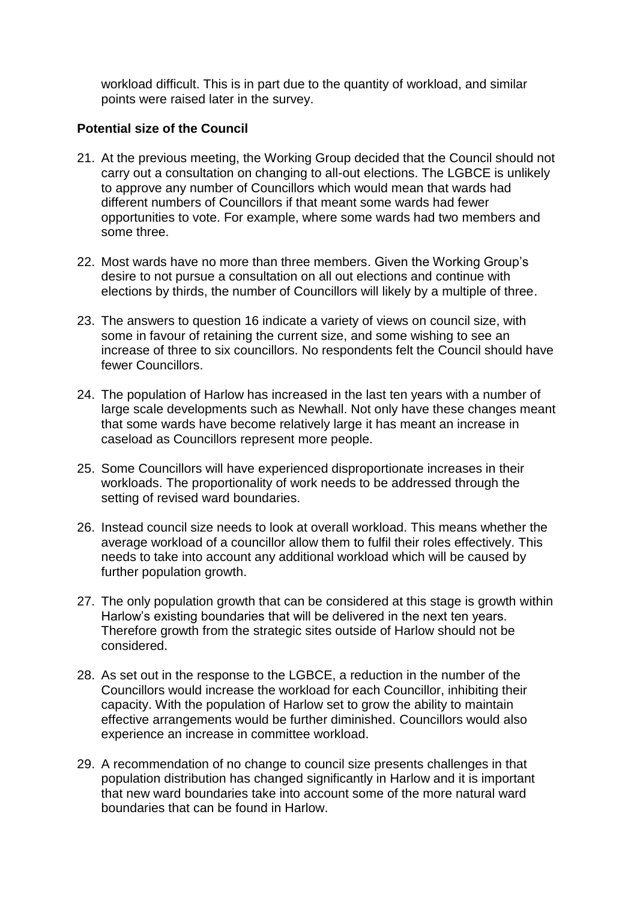workload difficult. This is in part due to the quantity of workload, and similar points were raised later in the survey.

**Potential size of the Council**

21. At the previous meeting, the Working Group decided that the Council should not carry out a consultation on changing to all-out elections. The LGBCE is unlikely to approve any number of Councillors which would mean that wards had different numbers of Councillors if that meant some wards had fewer opportunities to vote. For example, where some wards had two members and some three.

22. Most wards have no more than three members. Given the Working Group's desire to not pursue a consultation on all out elections and continue with elections by thirds, the number of Councillors will likely by a multiple of three.

23. The answers to question 16 indicate a variety of views on council size, with some in favour of retaining the current size, and some wishing to see an increase of three to six councillors. No respondents felt the Council should have fewer Councillors.

24. The population of Harlow has increased in the last ten years with a number of large scale developments such as Newhall. Not only have these changes meant that some wards have become relatively large it has meant an increase in caseload as Councillors represent more people.

25. Some Councillors will have experienced disproportionate increases in their workloads. The proportionality of work needs to be addressed through the setting of revised ward boundaries.

26. Instead council size needs to look at overall workload. This means whether the average workload of a councillor allow them to fulfil their roles effectively. This needs to take into account any additional workload which will be caused by further population growth.

27. The only population growth that can be considered at this stage is growth within Harlow's existing boundaries that will be delivered in the next ten years. Therefore growth from the strategic sites outside of Harlow should not be considered.

28. As set out in the response to the LGBCE, a reduction in the number of the Councillors would increase the workload for each Councillor, inhibiting their capacity. With the population of Harlow set to grow the ability to maintain effective arrangements would be further diminished. Councillors would also experience an increase in committee workload.

29. A recommendation of no change to council size presents challenges in that population distribution has changed significantly in Harlow and it is important that new ward boundaries take into account some of the more natural ward boundaries that can be found in Harlow.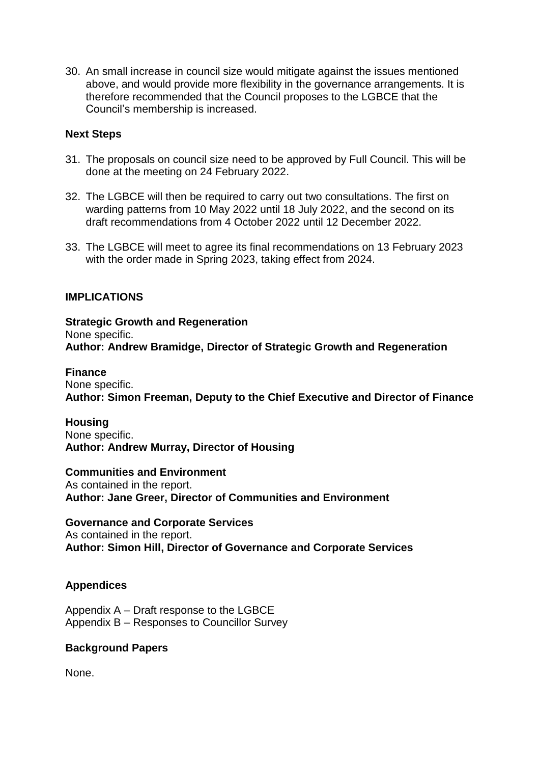30. An small increase in council size would mitigate against the issues mentioned above, and would provide more flexibility in the governance arrangements. It is therefore recommended that the Council proposes to the LGBCE that the Council's membership is increased.

**Next Steps**

31. The proposals on council size need to be approved by Full Council. This will be done at the meeting on 24 February 2022.

32. The LGBCE will then be required to carry out two consultations. The first on warding patterns from 10 May 2022 until 18 July 2022, and the second on its draft recommendations from 4 October 2022 until 12 December 2022.

33. The LGBCE will meet to agree its final recommendations on 13 February 2023 with the order made in Spring 2023, taking effect from 2024.

## IMPLICATIONS

**Strategic Growth and Regeneration**
None specific.
**Author: Andrew Bramidge, Director of Strategic Growth and Regeneration**

**Finance**
None specific.
**Author: Simon Freeman, Deputy to the Chief Executive and Director of Finance**

**Housing**
None specific.
**Author: Andrew Murray, Director of Housing**

**Communities and Environment**
As contained in the report.
**Author: Jane Greer, Director of Communities and Environment**

**Governance and Corporate Services**
As contained in the report.
**Author: Simon Hill, Director of Governance and Corporate Services**

## Appendices

Appendix A – Draft response to the LGBCE
Appendix B – Responses to Councillor Survey

## Background Papers

None.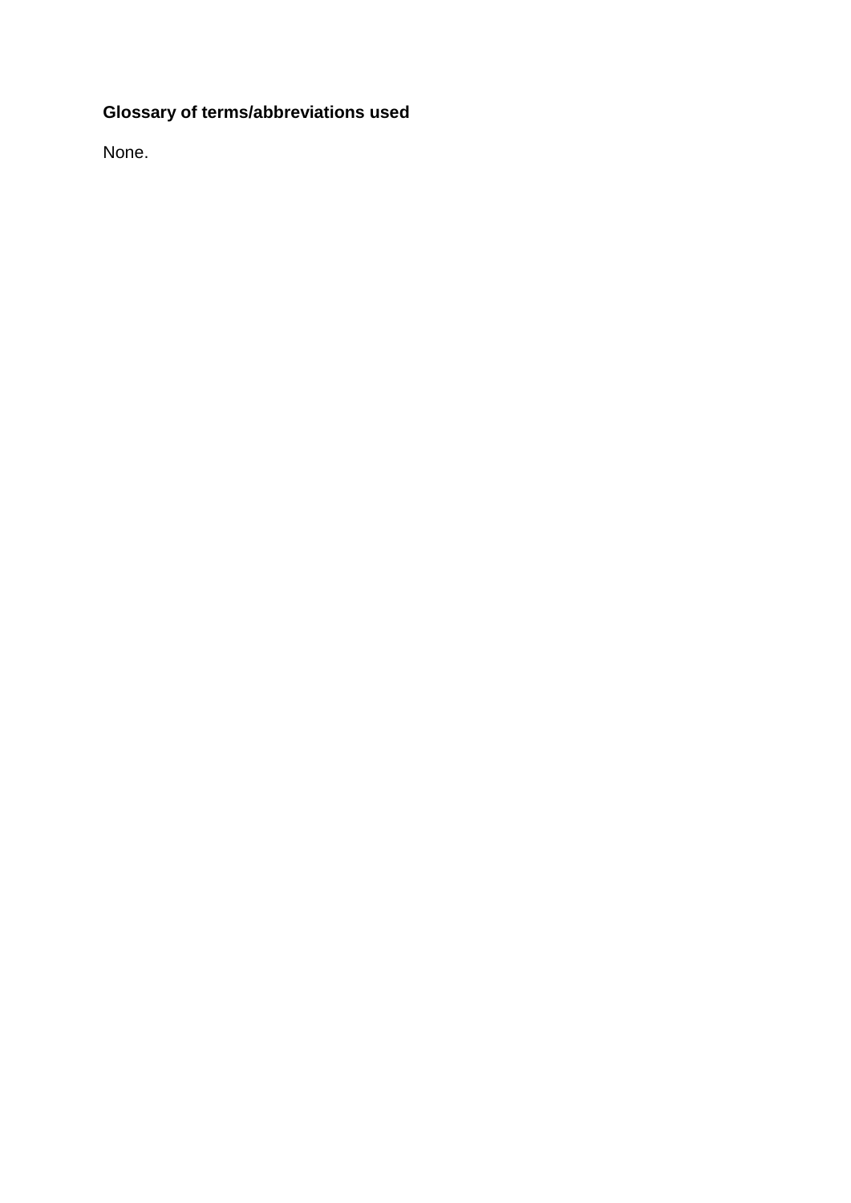**Glossary of terms/abbreviations used**

None.